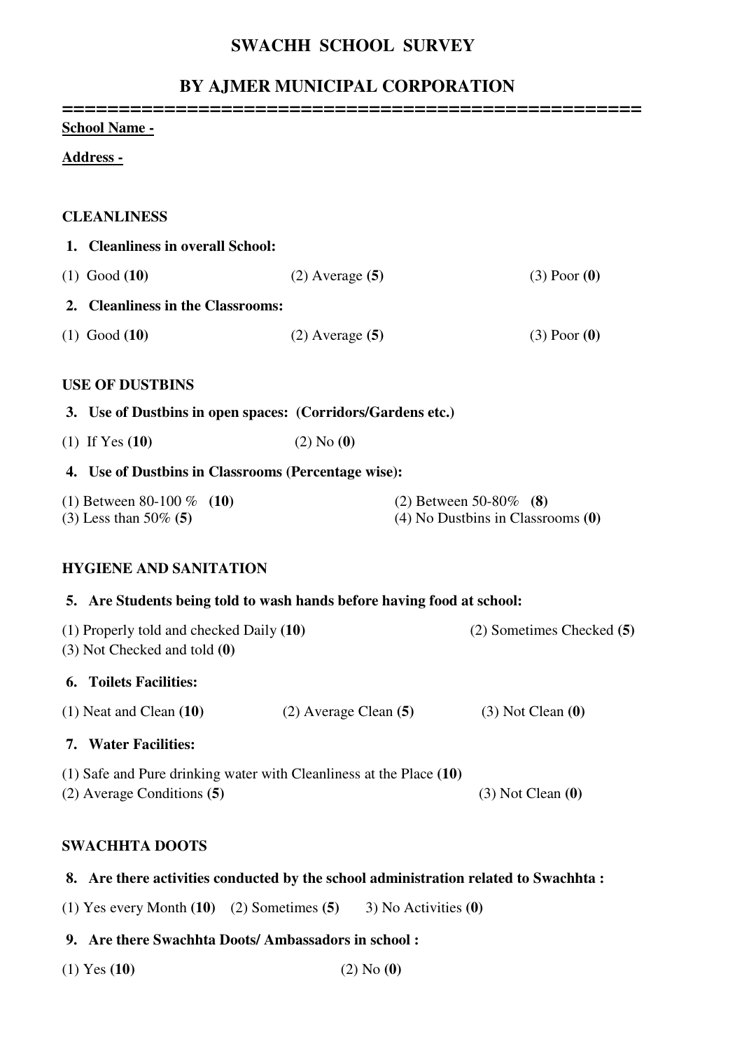# SWACHH SCHOOL SURVEY

## BY AJMER MUNICIPAL CORPORATION

=====================================================

**School Name -**

**Address -**

**CLEANLINESS**

**1. Cleanliness in overall School:**

(1) Good **(10)** (2) Average **(5)** (3) Poor **(0)**

**2. Cleanliness in the Classrooms:**

(1) Good **(10)** (2) Average **(5)** (3) Poor **(0)**

**USE OF DUSTBINS**

**3. Use of Dustbins in open spaces: (Corridors/Gardens etc.)**

(1) If Yes **(10)** (2) No **(0)**

**4. Use of Dustbins in Classrooms (Percentage wise):**

(1) Between 80-100 % **(10)** (2) Between 50-80% **(8)**
(3) Less than 50% **(5)** (4) No Dustbins in Classrooms **(0)**

**HYGIENE AND SANITATION**

**5. Are Students being told to wash hands before having food at school:**

(1) Properly told and checked Daily **(10)** (2) Sometimes Checked **(5)**
(3) Not Checked and told **(0)**

**6. Toilets Facilities:**

(1) Neat and Clean **(10)** (2) Average Clean **(5)** (3) Not Clean **(0)**

**7. Water Facilities:**

(1) Safe and Pure drinking water with Cleanliness at the Place **(10)**
(2) Average Conditions **(5)** (3) Not Clean **(0)**

**SWACHHTA DOOTS**

**8. Are there activities conducted by the school administration related to Swachhta :**

(1) Yes every Month **(10)** (2) Sometimes **(5)** 3) No Activities **(0)**

**9. Are there Swachhta Doots/ Ambassadors in school :**

(1) Yes **(10)** (2) No **(0)**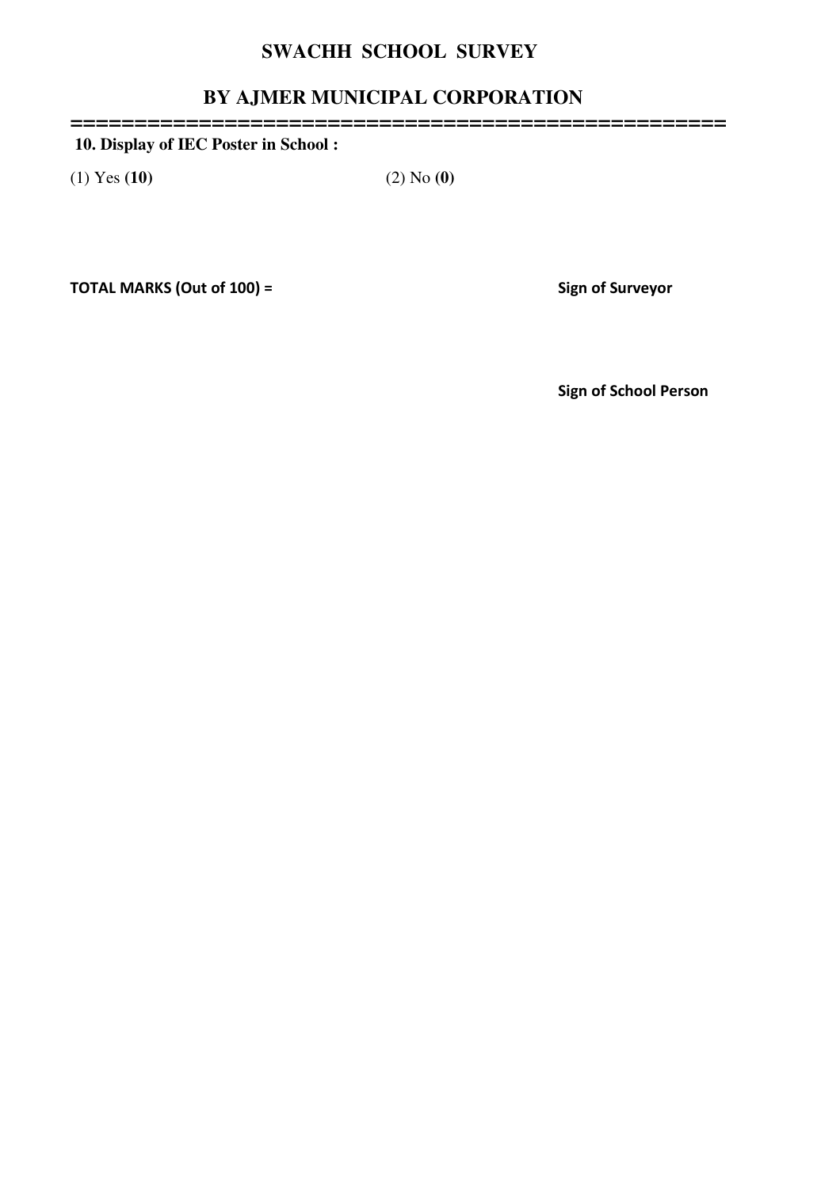# SWACHH SCHOOL SURVEY

## BY AJMER MUNICIPAL CORPORATION

==================================================

**10. Display of IEC Poster in School :**

(1) Yes **(10)** (2) No **(0)**

**TOTAL MARKS (Out of 100) =**

**Sign of Surveyor**

**Sign of School Person**